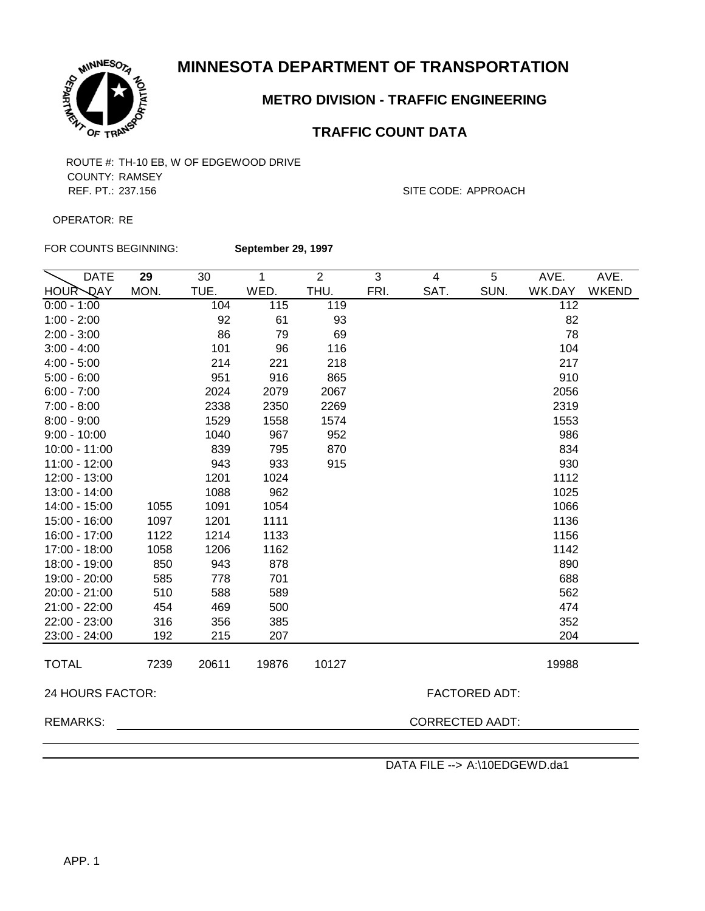# MINNESOTA DEPARTMENT OF TRANSPORTATION

## METRO DIVISION - TRAFFIC ENGINEERING

### TRAFFIC COUNT DATA

ROUTE #: TH-10 EB, W OF EDGEWOOD DRIVE
COUNTY: RAMSEY
REF. PT.: 237.156

SITE CODE: APPROACH

OPERATOR: RE

FOR COUNTS BEGINNING: **September 29, 1997**

| DATE / HOUR DAY | **29** MON. | 30 TUE. | 1 WED. | 2 THU. | 3 FRI. | 4 SAT. | 5 SUN. | AVE. WK.DAY | AVE. WKEND |
|---|---|---|---|---|---|---|---|---|---|
| 0:00 - 1:00 | | 104 | 115 | 119 | | | | 112 | |
| 1:00 - 2:00 | | 92 | 61 | 93 | | | | 82 | |
| 2:00 - 3:00 | | 86 | 79 | 69 | | | | 78 | |
| 3:00 - 4:00 | | 101 | 96 | 116 | | | | 104 | |
| 4:00 - 5:00 | | 214 | 221 | 218 | | | | 217 | |
| 5:00 - 6:00 | | 951 | 916 | 865 | | | | 910 | |
| 6:00 - 7:00 | | 2024 | 2079 | 2067 | | | | 2056 | |
| 7:00 - 8:00 | | 2338 | 2350 | 2269 | | | | 2319 | |
| 8:00 - 9:00 | | 1529 | 1558 | 1574 | | | | 1553 | |
| 9:00 - 10:00 | | 1040 | 967 | 952 | | | | 986 | |
| 10:00 - 11:00 | | 839 | 795 | 870 | | | | 834 | |
| 11:00 - 12:00 | | 943 | 933 | 915 | | | | 930 | |
| 12:00 - 13:00 | | 1201 | 1024 | | | | | 1112 | |
| 13:00 - 14:00 | | 1088 | 962 | | | | | 1025 | |
| 14:00 - 15:00 | 1055 | 1091 | 1054 | | | | | 1066 | |
| 15:00 - 16:00 | 1097 | 1201 | 1111 | | | | | 1136 | |
| 16:00 - 17:00 | 1122 | 1214 | 1133 | | | | | 1156 | |
| 17:00 - 18:00 | 1058 | 1206 | 1162 | | | | | 1142 | |
| 18:00 - 19:00 | 850 | 943 | 878 | | | | | 890 | |
| 19:00 - 20:00 | 585 | 778 | 701 | | | | | 688 | |
| 20:00 - 21:00 | 510 | 588 | 589 | | | | | 562 | |
| 21:00 - 22:00 | 454 | 469 | 500 | | | | | 474 | |
| 22:00 - 23:00 | 316 | 356 | 385 | | | | | 352 | |
| 23:00 - 24:00 | 192 | 215 | 207 | | | | | 204 | |
| TOTAL | 7239 | 20611 | 19876 | 10127 | | | | 19988 | |

24 HOURS FACTOR:

FACTORED ADT:

REMARKS:

CORRECTED AADT:

DATA FILE --> A:\10EDGEWD.da1

APP. 1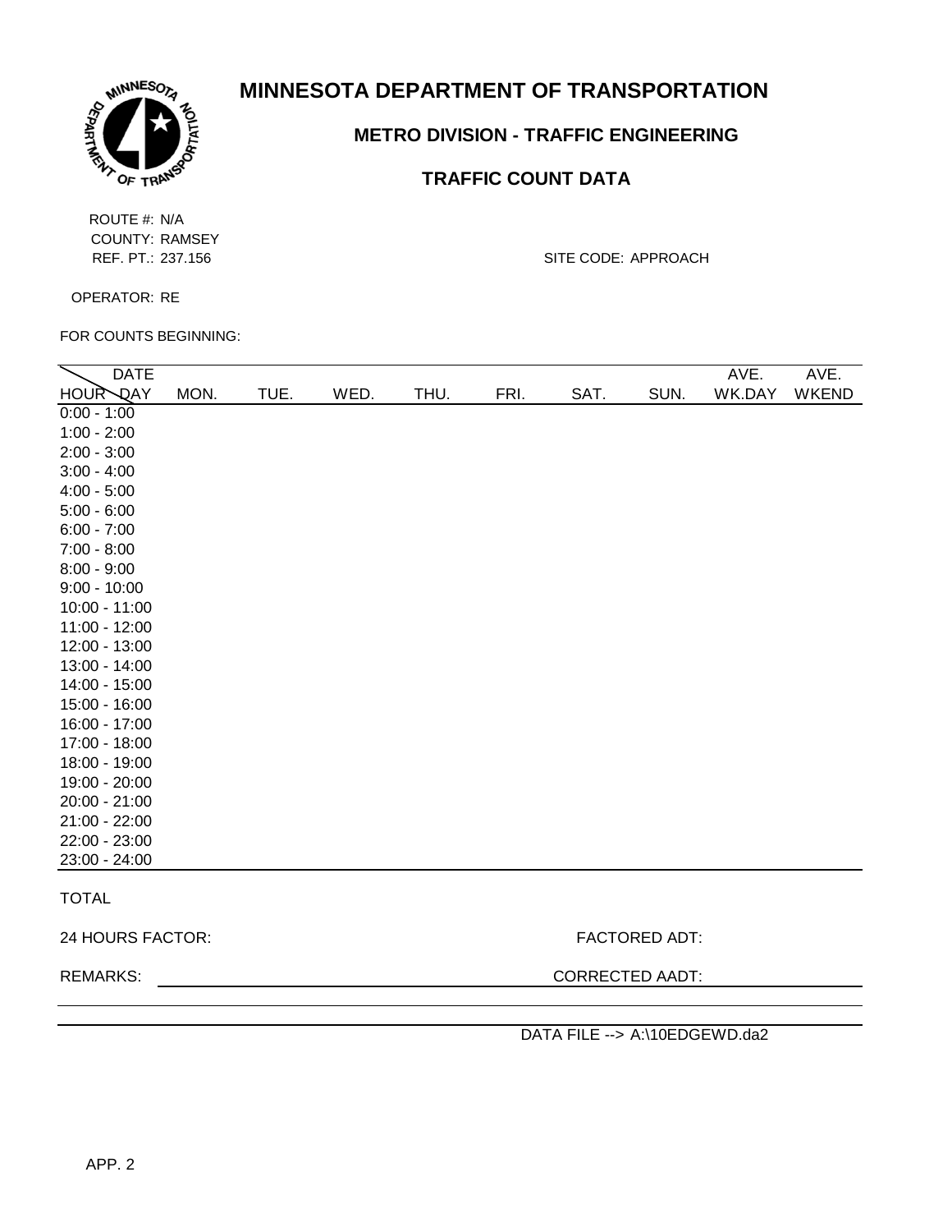# MINNESOTA DEPARTMENT OF TRANSPORTATION

## METRO DIVISION - TRAFFIC ENGINEERING

### TRAFFIC COUNT DATA

ROUTE #: N/A
COUNTY: RAMSEY
REF. PT.: 237.156

SITE CODE: APPROACH

OPERATOR: RE

FOR COUNTS BEGINNING:

| HOUR \ DAY (DATE) | MON. | TUE. | WED. | THU. | FRI. | SAT. | SUN. | AVE. WK.DAY | AVE. WKEND |
|---|---|---|---|---|---|---|---|---|---|
| 0:00 - 1:00 | | | | | | | | | |
| 1:00 - 2:00 | | | | | | | | | |
| 2:00 - 3:00 | | | | | | | | | |
| 3:00 - 4:00 | | | | | | | | | |
| 4:00 - 5:00 | | | | | | | | | |
| 5:00 - 6:00 | | | | | | | | | |
| 6:00 - 7:00 | | | | | | | | | |
| 7:00 - 8:00 | | | | | | | | | |
| 8:00 - 9:00 | | | | | | | | | |
| 9:00 - 10:00 | | | | | | | | | |
| 10:00 - 11:00 | | | | | | | | | |
| 11:00 - 12:00 | | | | | | | | | |
| 12:00 - 13:00 | | | | | | | | | |
| 13:00 - 14:00 | | | | | | | | | |
| 14:00 - 15:00 | | | | | | | | | |
| 15:00 - 16:00 | | | | | | | | | |
| 16:00 - 17:00 | | | | | | | | | |
| 17:00 - 18:00 | | | | | | | | | |
| 18:00 - 19:00 | | | | | | | | | |
| 19:00 - 20:00 | | | | | | | | | |
| 20:00 - 21:00 | | | | | | | | | |
| 21:00 - 22:00 | | | | | | | | | |
| 22:00 - 23:00 | | | | | | | | | |
| 23:00 - 24:00 | | | | | | | | | |
| TOTAL | | | | | | | | | |

24 HOURS FACTOR:

FACTORED ADT:

REMARKS:

CORRECTED AADT:

DATA FILE --> A:\10EDGEWD.da2

APP. 2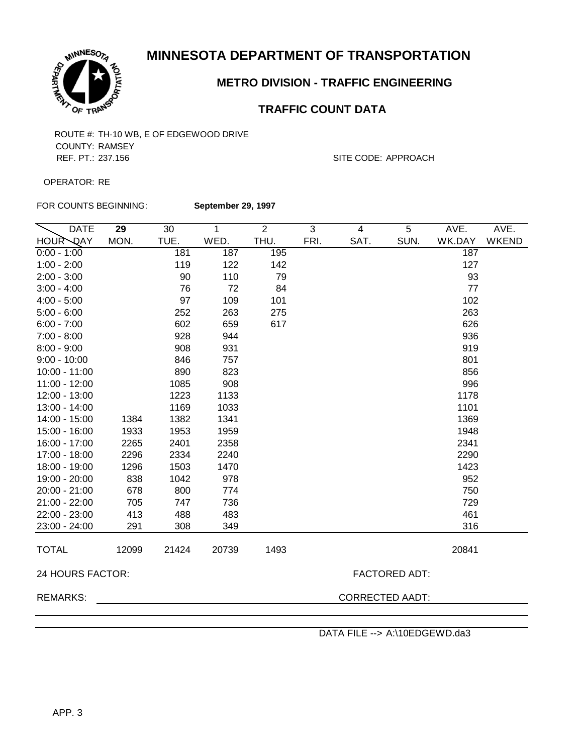# MINNESOTA DEPARTMENT OF TRANSPORTATION

## METRO DIVISION - TRAFFIC ENGINEERING

### TRAFFIC COUNT DATA

ROUTE #: TH-10 WB, E OF EDGEWOOD DRIVE
COUNTY: RAMSEY
REF. PT.: 237.156

SITE CODE: APPROACH

OPERATOR: RE

FOR COUNTS BEGINNING: **September 29, 1997**

| DATE / HOUR \ DAY | **29** MON. | 30 TUE. | 1 WED. | 2 THU. | 3 FRI. | 4 SAT. | 5 SUN. | AVE. WK.DAY | AVE. WKEND |
|---|---|---|---|---|---|---|---|---|---|
| 0:00 - 1:00 | | 181 | 187 | 195 | | | | 187 | |
| 1:00 - 2:00 | | 119 | 122 | 142 | | | | 127 | |
| 2:00 - 3:00 | | 90 | 110 | 79 | | | | 93 | |
| 3:00 - 4:00 | | 76 | 72 | 84 | | | | 77 | |
| 4:00 - 5:00 | | 97 | 109 | 101 | | | | 102 | |
| 5:00 - 6:00 | | 252 | 263 | 275 | | | | 263 | |
| 6:00 - 7:00 | | 602 | 659 | 617 | | | | 626 | |
| 7:00 - 8:00 | | 928 | 944 | | | | | 936 | |
| 8:00 - 9:00 | | 908 | 931 | | | | | 919 | |
| 9:00 - 10:00 | | 846 | 757 | | | | | 801 | |
| 10:00 - 11:00 | | 890 | 823 | | | | | 856 | |
| 11:00 - 12:00 | | 1085 | 908 | | | | | 996 | |
| 12:00 - 13:00 | | 1223 | 1133 | | | | | 1178 | |
| 13:00 - 14:00 | | 1169 | 1033 | | | | | 1101 | |
| 14:00 - 15:00 | 1384 | 1382 | 1341 | | | | | 1369 | |
| 15:00 - 16:00 | 1933 | 1953 | 1959 | | | | | 1948 | |
| 16:00 - 17:00 | 2265 | 2401 | 2358 | | | | | 2341 | |
| 17:00 - 18:00 | 2296 | 2334 | 2240 | | | | | 2290 | |
| 18:00 - 19:00 | 1296 | 1503 | 1470 | | | | | 1423 | |
| 19:00 - 20:00 | 838 | 1042 | 978 | | | | | 952 | |
| 20:00 - 21:00 | 678 | 800 | 774 | | | | | 750 | |
| 21:00 - 22:00 | 705 | 747 | 736 | | | | | 729 | |
| 22:00 - 23:00 | 413 | 488 | 483 | | | | | 461 | |
| 23:00 - 24:00 | 291 | 308 | 349 | | | | | 316 | |
| TOTAL | 12099 | 21424 | 20739 | 1493 | | | | 20841 | |

24 HOURS FACTOR:

FACTORED ADT:

REMARKS:

CORRECTED AADT:

DATA FILE --> A:\10EDGEWD.da3

APP. 3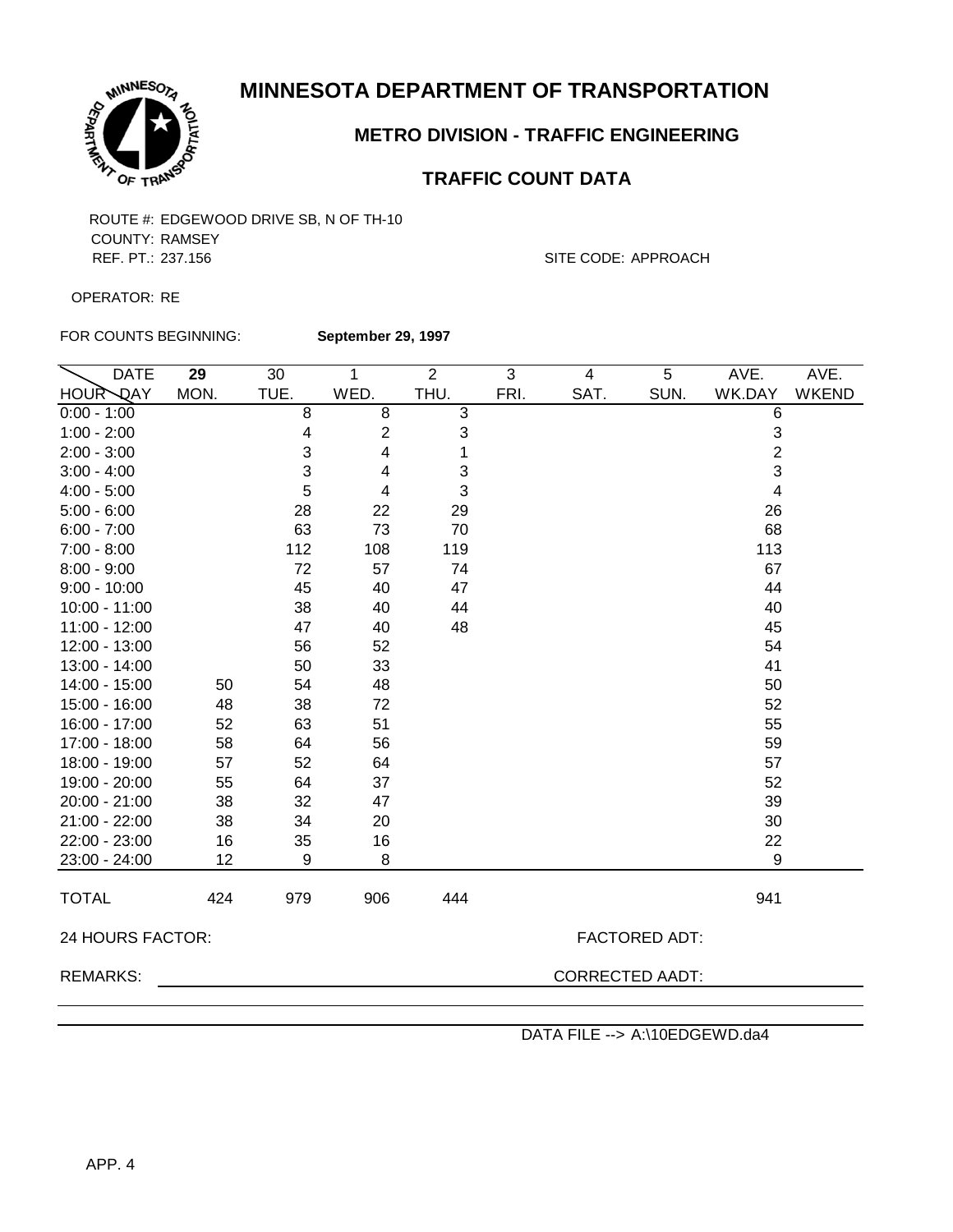# MINNESOTA DEPARTMENT OF TRANSPORTATION

## METRO DIVISION - TRAFFIC ENGINEERING

### TRAFFIC COUNT DATA

ROUTE #: EDGEWOOD DRIVE SB, N OF TH-10
COUNTY: RAMSEY
REF. PT.: 237.156

SITE CODE: APPROACH

OPERATOR: RE

FOR COUNTS BEGINNING: **September 29, 1997**

| DATE / HOUR DAY | **29** MON. | 30 TUE. | 1 WED. | 2 THU. | 3 FRI. | 4 SAT. | 5 SUN. | AVE. WK.DAY | AVE. WKEND |
|---|---|---|---|---|---|---|---|---|---|
| 0:00 - 1:00 | | 8 | 8 | 3 | | | | 6 | |
| 1:00 - 2:00 | | 4 | 2 | 3 | | | | 3 | |
| 2:00 - 3:00 | | 3 | 4 | 1 | | | | 2 | |
| 3:00 - 4:00 | | 3 | 4 | 3 | | | | 3 | |
| 4:00 - 5:00 | | 5 | 4 | 3 | | | | 4 | |
| 5:00 - 6:00 | | 28 | 22 | 29 | | | | 26 | |
| 6:00 - 7:00 | | 63 | 73 | 70 | | | | 68 | |
| 7:00 - 8:00 | | 112 | 108 | 119 | | | | 113 | |
| 8:00 - 9:00 | | 72 | 57 | 74 | | | | 67 | |
| 9:00 - 10:00 | | 45 | 40 | 47 | | | | 44 | |
| 10:00 - 11:00 | | 38 | 40 | 44 | | | | 40 | |
| 11:00 - 12:00 | | 47 | 40 | 48 | | | | 45 | |
| 12:00 - 13:00 | | 56 | 52 | | | | | 54 | |
| 13:00 - 14:00 | | 50 | 33 | | | | | 41 | |
| 14:00 - 15:00 | 50 | 54 | 48 | | | | | 50 | |
| 15:00 - 16:00 | 48 | 38 | 72 | | | | | 52 | |
| 16:00 - 17:00 | 52 | 63 | 51 | | | | | 55 | |
| 17:00 - 18:00 | 58 | 64 | 56 | | | | | 59 | |
| 18:00 - 19:00 | 57 | 52 | 64 | | | | | 57 | |
| 19:00 - 20:00 | 55 | 64 | 37 | | | | | 52 | |
| 20:00 - 21:00 | 38 | 32 | 47 | | | | | 39 | |
| 21:00 - 22:00 | 38 | 34 | 20 | | | | | 30 | |
| 22:00 - 23:00 | 16 | 35 | 16 | | | | | 22 | |
| 23:00 - 24:00 | 12 | 9 | 8 | | | | | 9 | |
| TOTAL | 424 | 979 | 906 | 444 | | | | 941 | |

24 HOURS FACTOR:

FACTORED ADT:

REMARKS:

CORRECTED AADT:

DATA FILE --> A:\10EDGEWD.da4

APP. 4